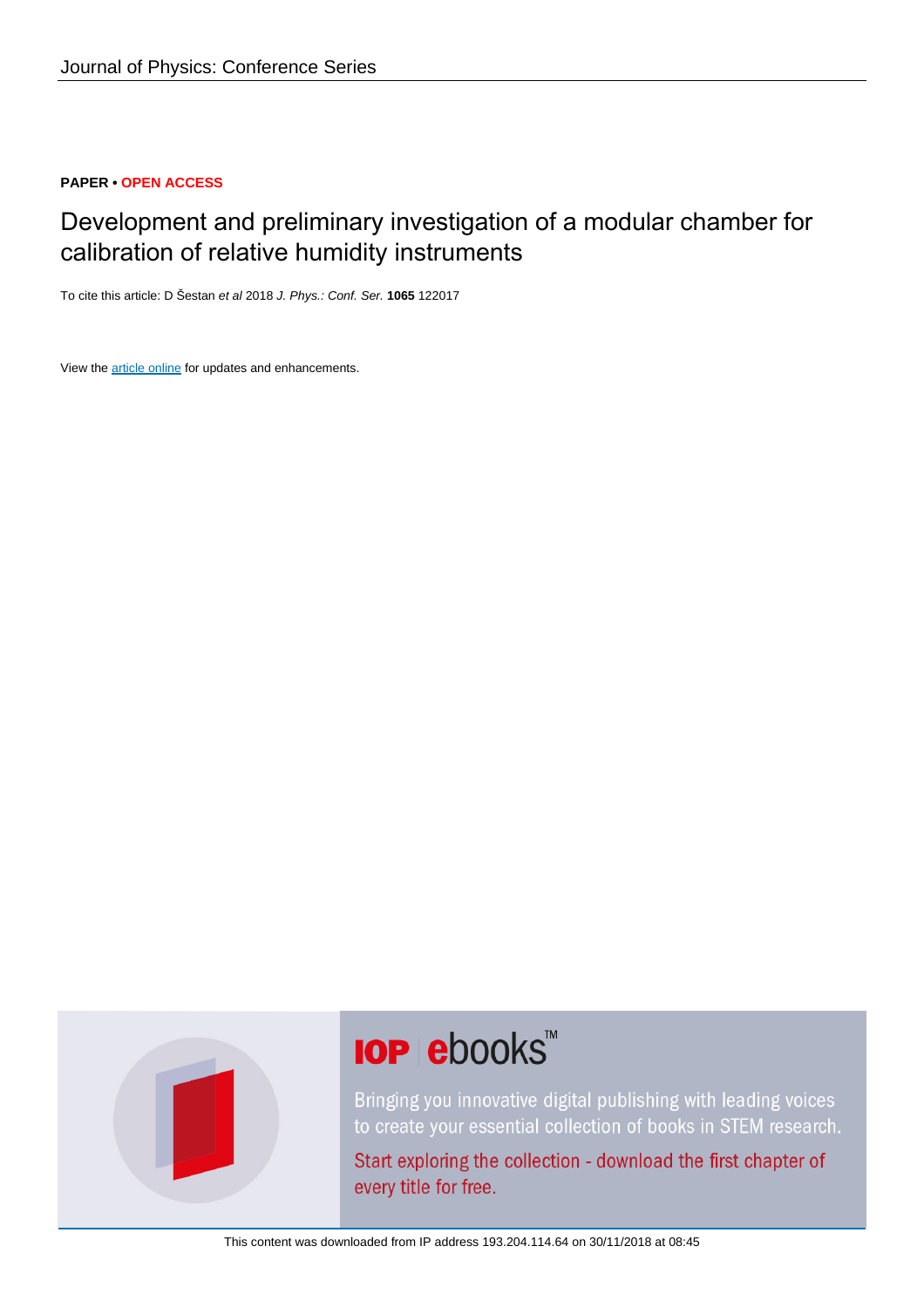PAPER • OPEN ACCESS

# Development and preliminary investigation of a modular chamber for calibration of relative humidity instruments

To cite this article: D Šestan *et al* 2018 *J. Phys.: Conf. Ser.* **1065** 122017

View the article online for updates and enhancements.

This content was downloaded from IP address 193.204.114.64 on 30/11/2018 at 08:45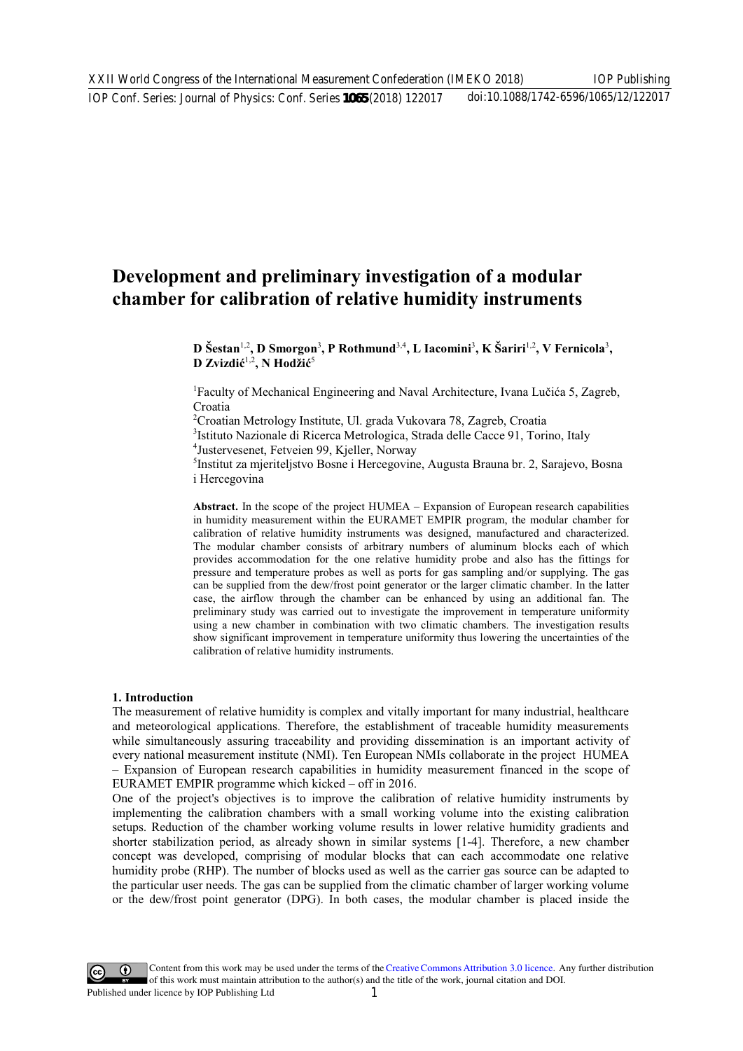# Development and preliminary investigation of a modular chamber for calibration of relative humidity instruments

**D Šestan**[1,2], **D Smorgon**[3], **P Rothmund**[3,4], **L Iacomini**[3], **K Šariri**[1,2], **V Fernicola**[3], **D Zvizdić**[1,2], **N Hodžić**[5]

[1]Faculty of Mechanical Engineering and Naval Architecture, Ivana Lučića 5, Zagreb, Croatia

[2]Croatian Metrology Institute, Ul. grada Vukovara 78, Zagreb, Croatia

[3]Istituto Nazionale di Ricerca Metrologica, Strada delle Cacce 91, Torino, Italy

[4]Justervesenet, Fetveien 99, Kjeller, Norway

[5]Institut za mjeriteljstvo Bosne i Hercegovine, Augusta Brauna br. 2, Sarajevo, Bosna i Hercegovina

**Abstract.** In the scope of the project HUMEA – Expansion of European research capabilities in humidity measurement within the EURAMET EMPIR program, the modular chamber for calibration of relative humidity instruments was designed, manufactured and characterized. The modular chamber consists of arbitrary numbers of aluminum blocks each of which provides accommodation for the one relative humidity probe and also has the fittings for pressure and temperature probes as well as ports for gas sampling and/or supplying. The gas can be supplied from the dew/frost point generator or the larger climatic chamber. In the latter case, the airflow through the chamber can be enhanced by using an additional fan. The preliminary study was carried out to investigate the improvement in temperature uniformity using a new chamber in combination with two climatic chambers. The investigation results show significant improvement in temperature uniformity thus lowering the uncertainties of the calibration of relative humidity instruments.

## 1. Introduction

The measurement of relative humidity is complex and vitally important for many industrial, healthcare and meteorological applications. Therefore, the establishment of traceable humidity measurements while simultaneously assuring traceability and providing dissemination is an important activity of every national measurement institute (NMI). Ten European NMIs collaborate in the project HUMEA – Expansion of European research capabilities in humidity measurement financed in the scope of EURAMET EMPIR programme which kicked – off in 2016.

One of the project's objectives is to improve the calibration of relative humidity instruments by implementing the calibration chambers with a small working volume into the existing calibration setups. Reduction of the chamber working volume results in lower relative humidity gradients and shorter stabilization period, as already shown in similar systems [1-4]. Therefore, a new chamber concept was developed, comprising of modular blocks that can each accommodate one relative humidity probe (RHP). The number of blocks used as well as the carrier gas source can be adapted to the particular user needs. The gas can be supplied from the climatic chamber of larger working volume or the dew/frost point generator (DPG). In both cases, the modular chamber is placed inside the

Content from this work may be used under the terms of the Creative Commons Attribution 3.0 licence. Any further distribution of this work must maintain attribution to the author(s) and the title of the work, journal citation and DOI.
Published under licence by IOP Publishing Ltd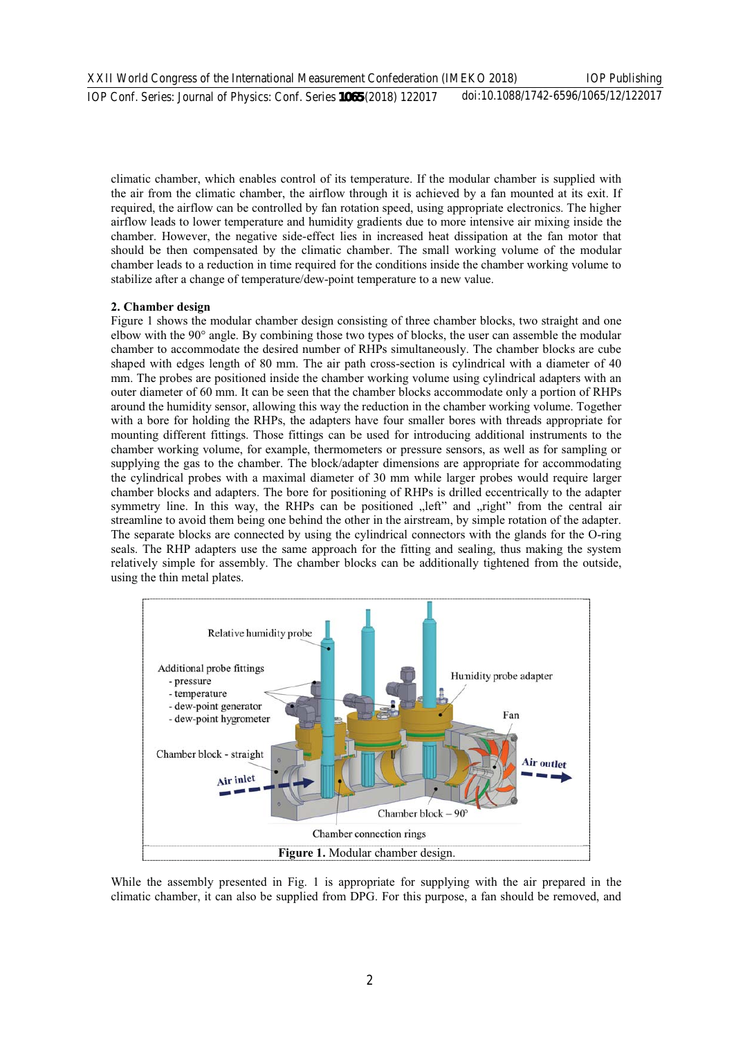climatic chamber, which enables control of its temperature. If the modular chamber is supplied with the air from the climatic chamber, the airflow through it is achieved by a fan mounted at its exit. If required, the airflow can be controlled by fan rotation speed, using appropriate electronics. The higher airflow leads to lower temperature and humidity gradients due to more intensive air mixing inside the chamber. However, the negative side-effect lies in increased heat dissipation at the fan motor that should be then compensated by the climatic chamber. The small working volume of the modular chamber leads to a reduction in time required for the conditions inside the chamber working volume to stabilize after a change of temperature/dew-point temperature to a new value.

## 2. Chamber design

Figure 1 shows the modular chamber design consisting of three chamber blocks, two straight and one elbow with the 90° angle. By combining those two types of blocks, the user can assemble the modular chamber to accommodate the desired number of RHPs simultaneously. The chamber blocks are cube shaped with edges length of 80 mm. The air path cross-section is cylindrical with a diameter of 40 mm. The probes are positioned inside the chamber working volume using cylindrical adapters with an outer diameter of 60 mm. It can be seen that the chamber blocks accommodate only a portion of RHPs around the humidity sensor, allowing this way the reduction in the chamber working volume. Together with a bore for holding the RHPs, the adapters have four smaller bores with threads appropriate for mounting different fittings. Those fittings can be used for introducing additional instruments to the chamber working volume, for example, thermometers or pressure sensors, as well as for sampling or supplying the gas to the chamber. The block/adapter dimensions are appropriate for accommodating the cylindrical probes with a maximal diameter of 30 mm while larger probes would require larger chamber blocks and adapters. The bore for positioning of RHPs is drilled eccentrically to the adapter symmetry line. In this way, the RHPs can be positioned „left" and „right" from the central air streamline to avoid them being one behind the other in the airstream, by simple rotation of the adapter. The separate blocks are connected by using the cylindrical connectors with the glands for the O-ring seals. The RHP adapters use the same approach for the fitting and sealing, thus making the system relatively simple for assembly. The chamber blocks can be additionally tightened from the outside, using the thin metal plates.

Relative humidity probe

Additional probe fittings
- pressure
- temperature
- dew-point generator
- dew-point hygrometer

Humidity probe adapter

Fan

Chamber block - straight

Air inlet

Air outlet

Chamber block – 90°

Chamber connection rings

**Figure 1.** Modular chamber design.

While the assembly presented in Fig. 1 is appropriate for supplying with the air prepared in the climatic chamber, it can also be supplied from DPG. For this purpose, a fan should be removed, and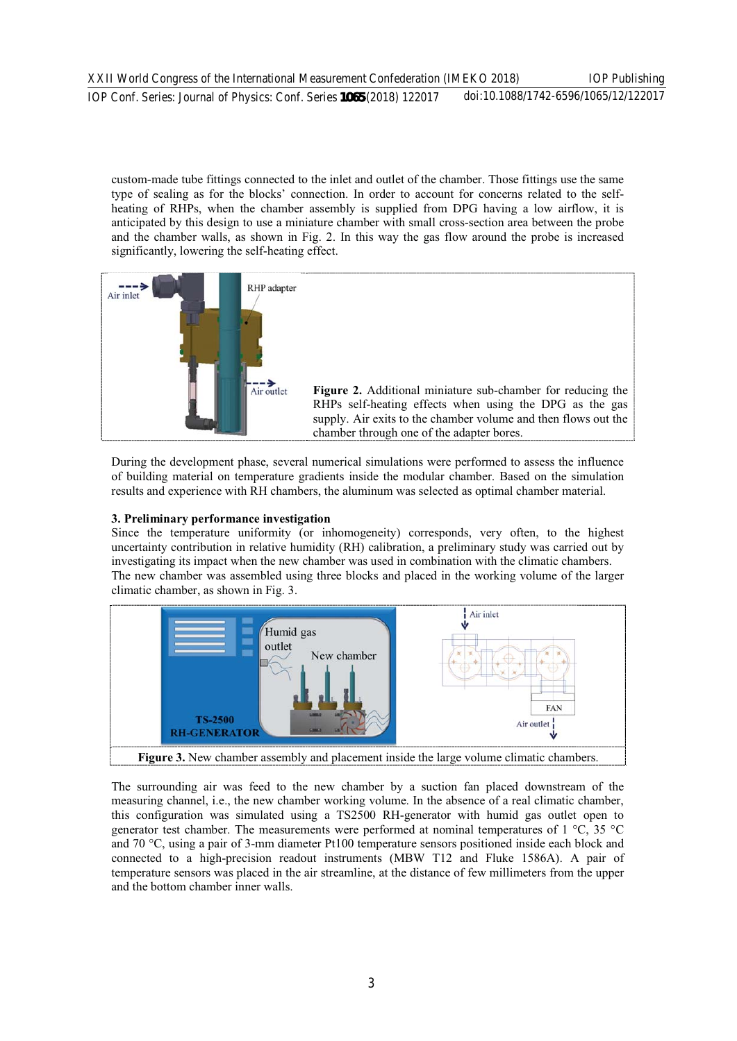custom-made tube fittings connected to the inlet and outlet of the chamber. Those fittings use the same type of sealing as for the blocks' connection. In order to account for concerns related to the self-heating of RHPs, when the chamber assembly is supplied from DPG having a low airflow, it is anticipated by this design to use a miniature chamber with small cross-section area between the probe and the chamber walls, as shown in Fig. 2. In this way the gas flow around the probe is increased significantly, lowering the self-heating effect.

Air inlet

RHP adapter

Air outlet

**Figure 2.** Additional miniature sub-chamber for reducing the RHPs self-heating effects when using the DPG as the gas supply. Air exits to the chamber volume and then flows out the chamber through one of the adapter bores.

During the development phase, several numerical simulations were performed to assess the influence of building material on temperature gradients inside the modular chamber. Based on the simulation results and experience with RH chambers, the aluminum was selected as optimal chamber material.

### 3. Preliminary performance investigation

Since the temperature uniformity (or inhomogeneity) corresponds, very often, to the highest uncertainty contribution in relative humidity (RH) calibration, a preliminary study was carried out by investigating its impact when the new chamber was used in combination with the climatic chambers.
The new chamber was assembled using three blocks and placed in the working volume of the larger climatic chamber, as shown in Fig. 3.

Humid gas outlet

New chamber

TS-2500
RH-GENERATOR

Air inlet

FAN

Air outlet

**Figure 3.** New chamber assembly and placement inside the large volume climatic chambers.

The surrounding air was feed to the new chamber by a suction fan placed downstream of the measuring channel, i.e., the new chamber working volume. In the absence of a real climatic chamber, this configuration was simulated using a TS2500 RH-generator with humid gas outlet open to generator test chamber. The measurements were performed at nominal temperatures of 1 °C, 35 °C and 70 °C, using a pair of 3-mm diameter Pt100 temperature sensors positioned inside each block and connected to a high-precision readout instruments (MBW T12 and Fluke 1586A). A pair of temperature sensors was placed in the air streamline, at the distance of few millimeters from the upper and the bottom chamber inner walls.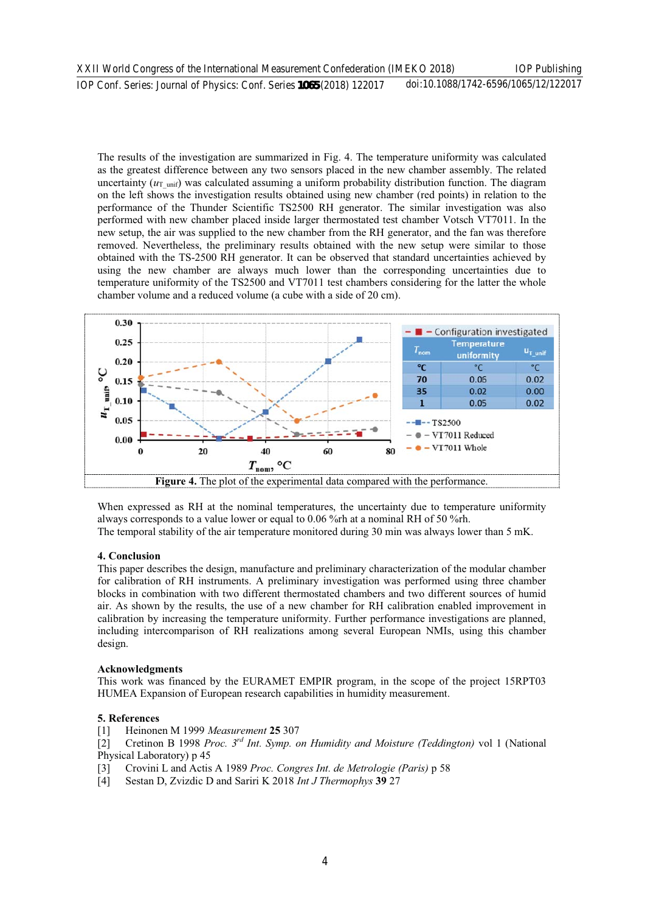The results of the investigation are summarized in Fig. 4. The temperature uniformity was calculated as the greatest difference between any two sensors placed in the new chamber assembly. The related uncertainty ($u_{T\_unif}$) was calculated assuming a uniform probability distribution function. The diagram on the left shows the investigation results obtained using new chamber (red points) in relation to the performance of the Thunder Scientific TS2500 RH generator. The similar investigation was also performed with new chamber placed inside larger thermostated test chamber Votsch VT7011. In the new setup, the air was supplied to the new chamber from the RH generator, and the fan was therefore removed. Nevertheless, the preliminary results obtained with the new setup were similar to those obtained with the TS-2500 RH generator. It can be observed that standard uncertainties achieved by using the new chamber are always much lower than the corresponding uncertainties due to temperature uniformity of the TS2500 and VT7011 test chambers considering for the latter the whole chamber volume and a reduced volume (a cube with a side of 20 cm).

$u_{T\_unif}$, °C

0.30
0.25
0.20
0.15
0.10
0.05
0.00

0
20
40
60
80

$T_{nom}$, °C

Configuration investigated

| $T_{nom}$ | Temperature uniformity | $u_{T\_unif}$ |
|---|---|---|
| °C | °C | °C |
| 70 | 0.06 | 0.02 |
| 35 | 0.02 | 0.00 |
| 1 | 0.05 | 0.02 |

TS2500
VT7011 Reduced
VT7011 Whole

**Figure 4.** The plot of the experimental data compared with the performance.

When expressed as RH at the nominal temperatures, the uncertainty due to temperature uniformity always corresponds to a value lower or equal to 0.06 %rh at a nominal RH of 50 %rh.
The temporal stability of the air temperature monitored during 30 min was always lower than 5 mK.

## 4. Conclusion

This paper describes the design, manufacture and preliminary characterization of the modular chamber for calibration of RH instruments. A preliminary investigation was performed using three chamber blocks in combination with two different thermostated chambers and two different sources of humid air. As shown by the results, the use of a new chamber for RH calibration enabled improvement in calibration by increasing the temperature uniformity. Further performance investigations are planned, including intercomparison of RH realizations among several European NMIs, using this chamber design.

## Acknowledgments

This work was financed by the EURAMET EMPIR program, in the scope of the project 15RPT03 HUMEA Expansion of European research capabilities in humidity measurement.

## 5. References

[1] Heinonen M 1999 *Measurement* **25** 307
[2] Cretinon B 1998 *Proc. 3rd Int. Symp. on Humidity and Moisture (Teddington)* vol 1 (National Physical Laboratory) p 45
[3] Crovini L and Actis A 1989 *Proc. Congres Int. de Metrologie (Paris)* p 58
[4] Sestan D, Zvizdic D and Sariri K 2018 *Int J Thermophys* **39** 27